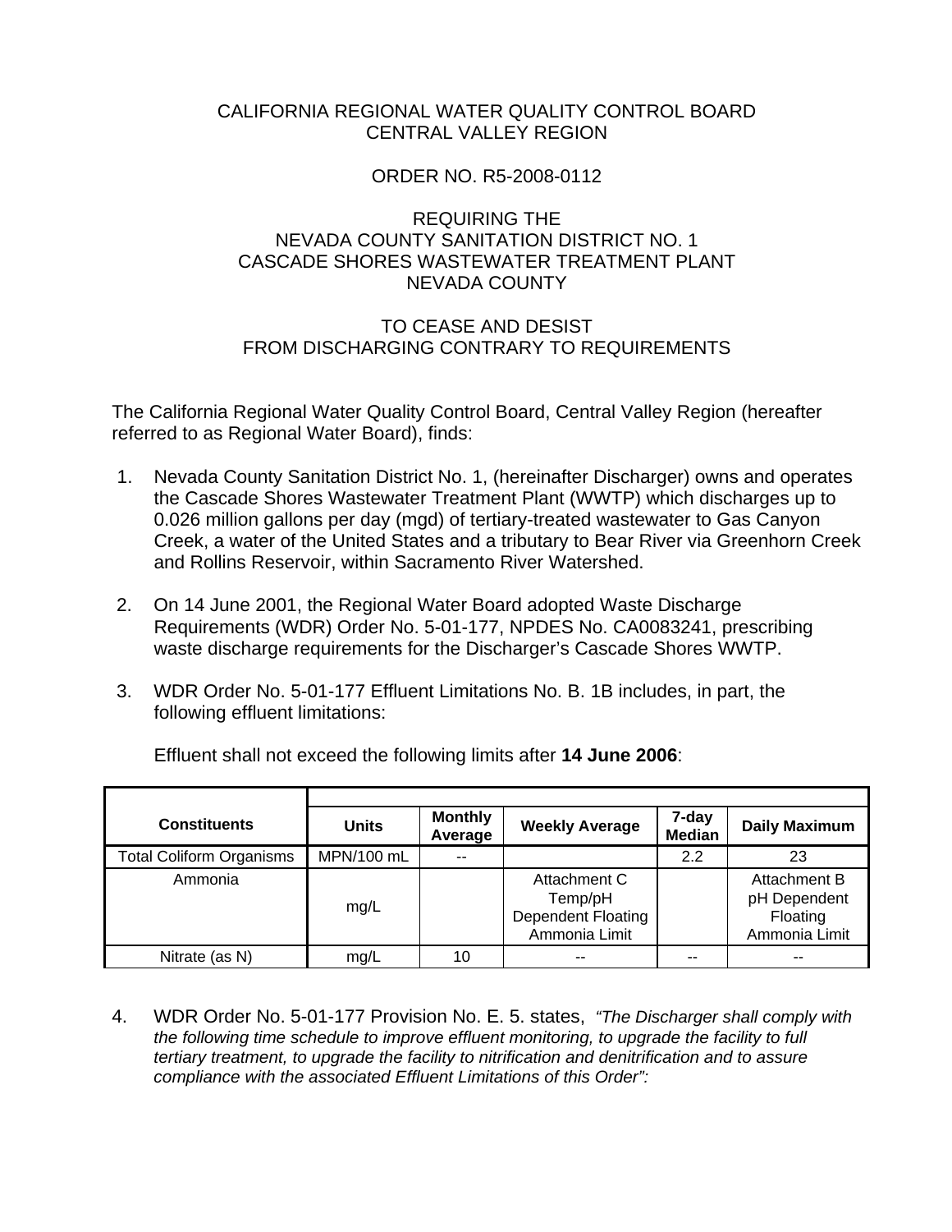CALIFORNIA REGIONAL WATER QUALITY CONTROL BOARD
CENTRAL VALLEY REGION

ORDER NO. R5-2008-0112

REQUIRING THE
NEVADA COUNTY SANITATION DISTRICT NO. 1
CASCADE SHORES WASTEWATER TREATMENT PLANT
NEVADA COUNTY

TO CEASE AND DESIST
FROM DISCHARGING CONTRARY TO REQUIREMENTS

The California Regional Water Quality Control Board, Central Valley Region (hereafter referred to as Regional Water Board), finds:

1. Nevada County Sanitation District No. 1, (hereinafter Discharger) owns and operates the Cascade Shores Wastewater Treatment Plant (WWTP) which discharges up to 0.026 million gallons per day (mgd) of tertiary-treated wastewater to Gas Canyon Creek, a water of the United States and a tributary to Bear River via Greenhorn Creek and Rollins Reservoir, within Sacramento River Watershed.

2. On 14 June 2001, the Regional Water Board adopted Waste Discharge Requirements (WDR) Order No. 5-01-177, NPDES No. CA0083241, prescribing waste discharge requirements for the Discharger's Cascade Shores WWTP.

3. WDR Order No. 5-01-177 Effluent Limitations No. B. 1B includes, in part, the following effluent limitations:

   Effluent shall not exceed the following limits after **14 June 2006**:

| Constituents | Units | Monthly Average | Weekly Average | 7-day Median | Daily Maximum |
|---|---|---|---|---|---|
| Total Coliform Organisms | MPN/100 mL | -- | | 2.2 | 23 |
| Ammonia | mg/L | | Attachment C Temp/pH Dependent Floating Ammonia Limit | | Attachment B pH Dependent Floating Ammonia Limit |
| Nitrate (as N) | mg/L | 10 | -- | -- | -- |

4. WDR Order No. 5-01-177 Provision No. E. 5. states, *"The Discharger shall comply with the following time schedule to improve effluent monitoring, to upgrade the facility to full tertiary treatment, to upgrade the facility to nitrification and denitrification and to assure compliance with the associated Effluent Limitations of this Order":*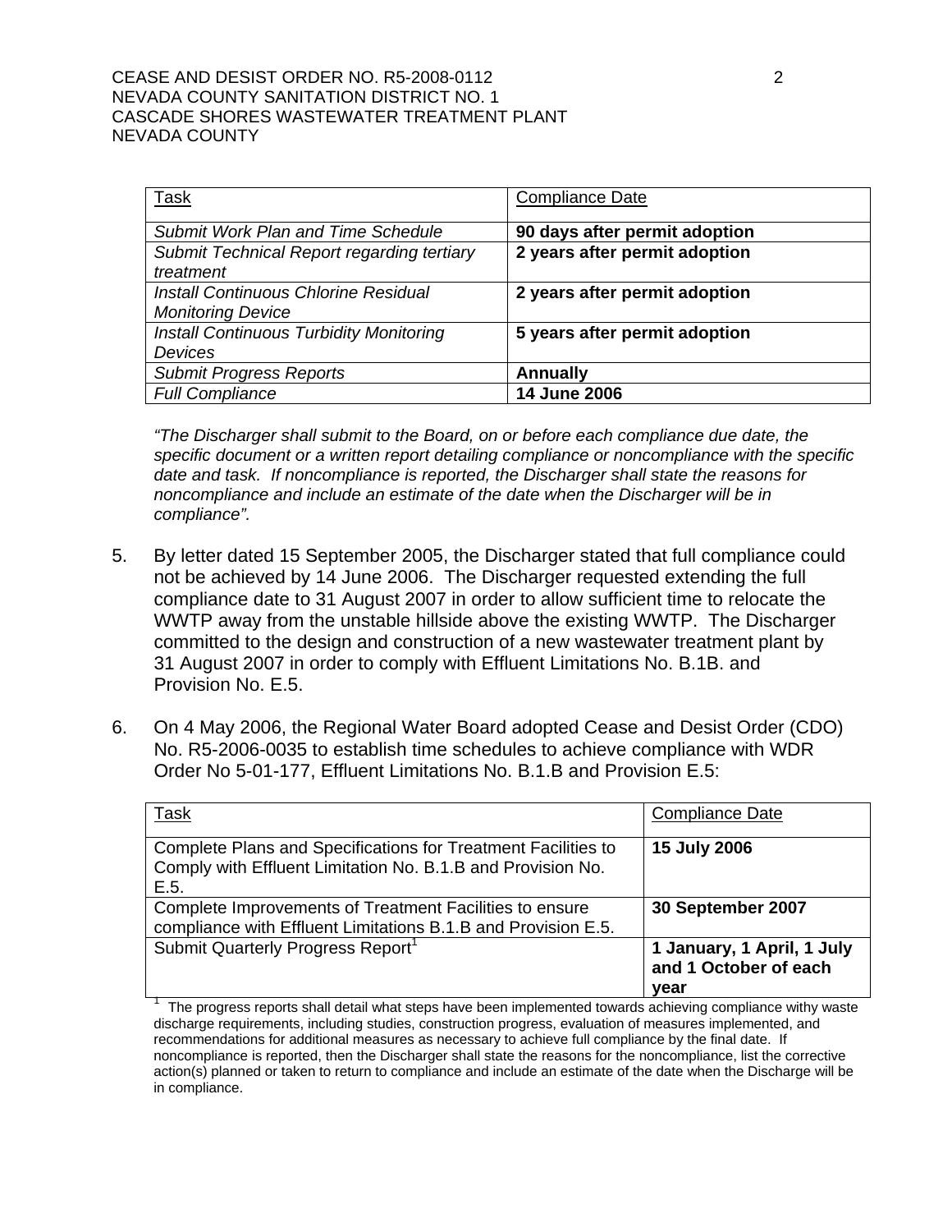| Task | Compliance Date |
|---|---|
| *Submit Work Plan and Time Schedule* | **90 days after permit adoption** |
| *Submit Technical Report regarding tertiary treatment* | **2 years after permit adoption** |
| *Install Continuous Chlorine Residual Monitoring Device* | **2 years after permit adoption** |
| *Install Continuous Turbidity Monitoring Devices* | **5 years after permit adoption** |
| *Submit Progress Reports* | **Annually** |
| *Full Compliance* | **14 June 2006** |

*"The Discharger shall submit to the Board, on or before each compliance due date, the specific document or a written report detailing compliance or noncompliance with the specific date and task. If noncompliance is reported, the Discharger shall state the reasons for noncompliance and include an estimate of the date when the Discharger will be in compliance".*

5. By letter dated 15 September 2005, the Discharger stated that full compliance could not be achieved by 14 June 2006. The Discharger requested extending the full compliance date to 31 August 2007 in order to allow sufficient time to relocate the WWTP away from the unstable hillside above the existing WWTP. The Discharger committed to the design and construction of a new wastewater treatment plant by 31 August 2007 in order to comply with Effluent Limitations No. B.1B. and Provision No. E.5.

6. On 4 May 2006, the Regional Water Board adopted Cease and Desist Order (CDO) No. R5-2006-0035 to establish time schedules to achieve compliance with WDR Order No 5-01-177, Effluent Limitations No. B.1.B and Provision E.5:

| Task | Compliance Date |
|---|---|
| Complete Plans and Specifications for Treatment Facilities to Comply with Effluent Limitation No. B.1.B and Provision No. E.5. | **15 July 2006** |
| Complete Improvements of Treatment Facilities to ensure compliance with Effluent Limitations B.1.B and Provision E.5. | **30 September 2007** |
| Submit Quarterly Progress Report[1] | **1 January, 1 April, 1 July and 1 October of each year** |

[1] The progress reports shall detail what steps have been implemented towards achieving compliance withy waste discharge requirements, including studies, construction progress, evaluation of measures implemented, and recommendations for additional measures as necessary to achieve full compliance by the final date. If noncompliance is reported, then the Discharger shall state the reasons for the noncompliance, list the corrective action(s) planned or taken to return to compliance and include an estimate of the date when the Discharge will be in compliance.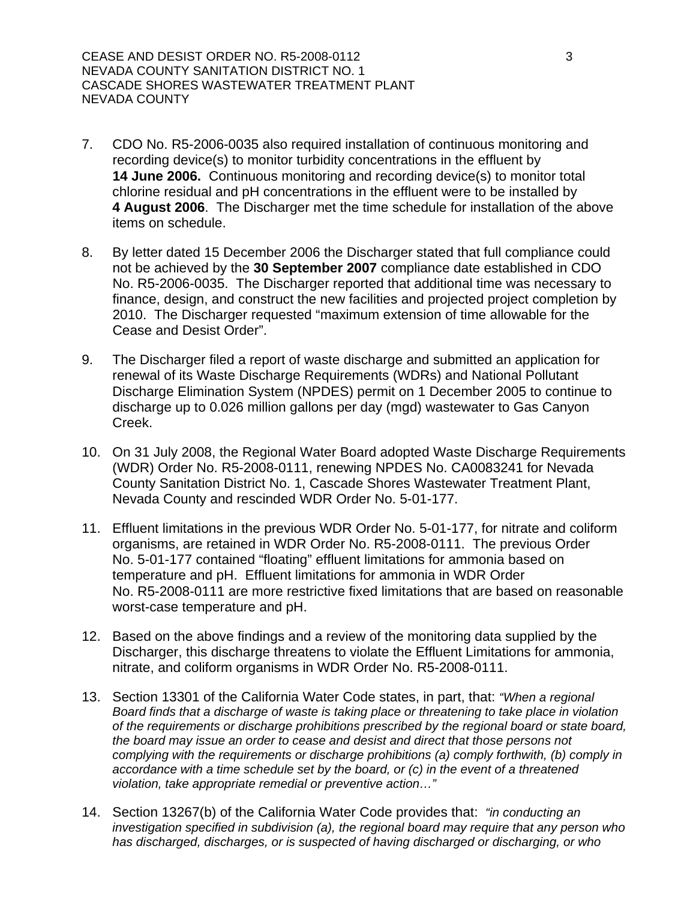7. CDO No. R5-2006-0035 also required installation of continuous monitoring and recording device(s) to monitor turbidity concentrations in the effluent by **14 June 2006.** Continuous monitoring and recording device(s) to monitor total chlorine residual and pH concentrations in the effluent were to be installed by **4 August 2006**. The Discharger met the time schedule for installation of the above items on schedule.

8. By letter dated 15 December 2006 the Discharger stated that full compliance could not be achieved by the **30 September 2007** compliance date established in CDO No. R5-2006-0035. The Discharger reported that additional time was necessary to finance, design, and construct the new facilities and projected project completion by 2010. The Discharger requested "maximum extension of time allowable for the Cease and Desist Order".

9. The Discharger filed a report of waste discharge and submitted an application for renewal of its Waste Discharge Requirements (WDRs) and National Pollutant Discharge Elimination System (NPDES) permit on 1 December 2005 to continue to discharge up to 0.026 million gallons per day (mgd) wastewater to Gas Canyon Creek.

10. On 31 July 2008, the Regional Water Board adopted Waste Discharge Requirements (WDR) Order No. R5-2008-0111, renewing NPDES No. CA0083241 for Nevada County Sanitation District No. 1, Cascade Shores Wastewater Treatment Plant, Nevada County and rescinded WDR Order No. 5-01-177.

11. Effluent limitations in the previous WDR Order No. 5-01-177, for nitrate and coliform organisms, are retained in WDR Order No. R5-2008-0111. The previous Order No. 5-01-177 contained "floating" effluent limitations for ammonia based on temperature and pH. Effluent limitations for ammonia in WDR Order No. R5-2008-0111 are more restrictive fixed limitations that are based on reasonable worst-case temperature and pH.

12. Based on the above findings and a review of the monitoring data supplied by the Discharger, this discharge threatens to violate the Effluent Limitations for ammonia, nitrate, and coliform organisms in WDR Order No. R5-2008-0111.

13. Section 13301 of the California Water Code states, in part, that: *"When a regional Board finds that a discharge of waste is taking place or threatening to take place in violation of the requirements or discharge prohibitions prescribed by the regional board or state board, the board may issue an order to cease and desist and direct that those persons not complying with the requirements or discharge prohibitions (a) comply forthwith, (b) comply in accordance with a time schedule set by the board, or (c) in the event of a threatened violation, take appropriate remedial or preventive action…"*

14. Section 13267(b) of the California Water Code provides that: *"in conducting an investigation specified in subdivision (a), the regional board may require that any person who has discharged, discharges, or is suspected of having discharged or discharging, or who*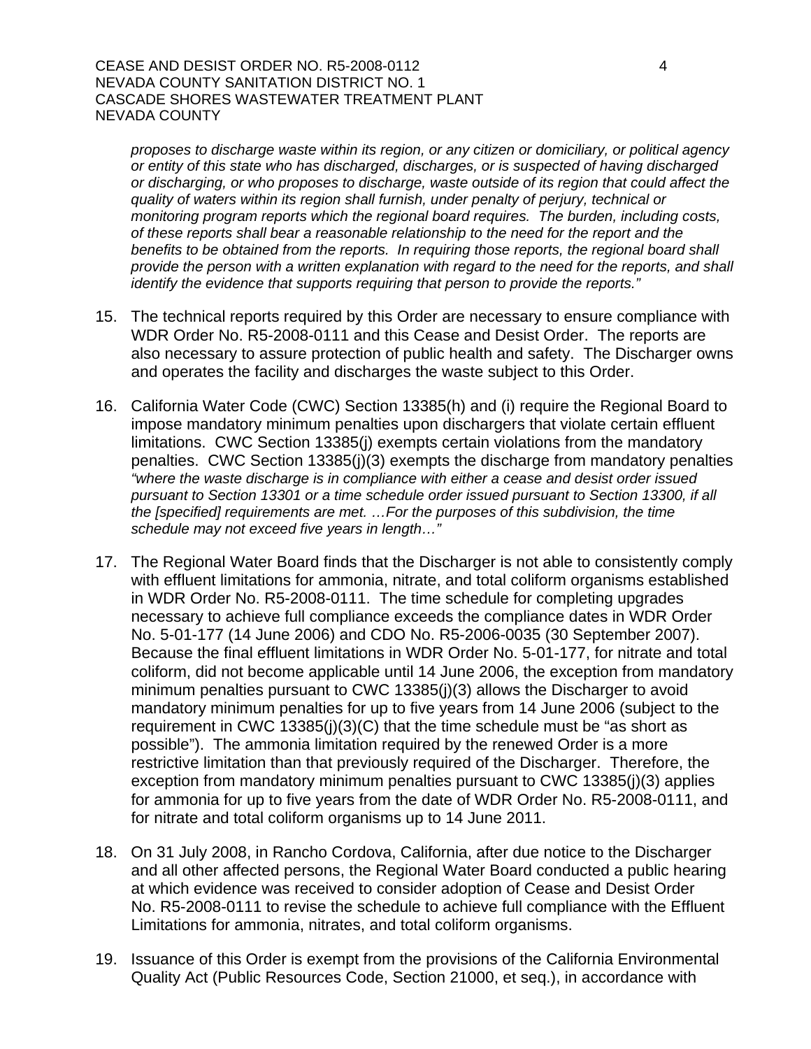*proposes to discharge waste within its region, or any citizen or domiciliary, or political agency or entity of this state who has discharged, discharges, or is suspected of having discharged or discharging, or who proposes to discharge, waste outside of its region that could affect the quality of waters within its region shall furnish, under penalty of perjury, technical or monitoring program reports which the regional board requires. The burden, including costs, of these reports shall bear a reasonable relationship to the need for the report and the benefits to be obtained from the reports. In requiring those reports, the regional board shall provide the person with a written explanation with regard to the need for the reports, and shall identify the evidence that supports requiring that person to provide the reports."*

15. The technical reports required by this Order are necessary to ensure compliance with WDR Order No. R5-2008-0111 and this Cease and Desist Order. The reports are also necessary to assure protection of public health and safety. The Discharger owns and operates the facility and discharges the waste subject to this Order.

16. California Water Code (CWC) Section 13385(h) and (i) require the Regional Board to impose mandatory minimum penalties upon dischargers that violate certain effluent limitations. CWC Section 13385(j) exempts certain violations from the mandatory penalties. CWC Section 13385(j)(3) exempts the discharge from mandatory penalties *"where the waste discharge is in compliance with either a cease and desist order issued pursuant to Section 13301 or a time schedule order issued pursuant to Section 13300, if all the [specified] requirements are met. …For the purposes of this subdivision, the time schedule may not exceed five years in length…"*

17. The Regional Water Board finds that the Discharger is not able to consistently comply with effluent limitations for ammonia, nitrate, and total coliform organisms established in WDR Order No. R5-2008-0111. The time schedule for completing upgrades necessary to achieve full compliance exceeds the compliance dates in WDR Order No. 5-01-177 (14 June 2006) and CDO No. R5-2006-0035 (30 September 2007). Because the final effluent limitations in WDR Order No. 5-01-177, for nitrate and total coliform, did not become applicable until 14 June 2006, the exception from mandatory minimum penalties pursuant to CWC 13385(j)(3) allows the Discharger to avoid mandatory minimum penalties for up to five years from 14 June 2006 (subject to the requirement in CWC 13385(j)(3)(C) that the time schedule must be "as short as possible"). The ammonia limitation required by the renewed Order is a more restrictive limitation than that previously required of the Discharger. Therefore, the exception from mandatory minimum penalties pursuant to CWC 13385(j)(3) applies for ammonia for up to five years from the date of WDR Order No. R5-2008-0111, and for nitrate and total coliform organisms up to 14 June 2011.

18. On 31 July 2008, in Rancho Cordova, California, after due notice to the Discharger and all other affected persons, the Regional Water Board conducted a public hearing at which evidence was received to consider adoption of Cease and Desist Order No. R5-2008-0111 to revise the schedule to achieve full compliance with the Effluent Limitations for ammonia, nitrates, and total coliform organisms.

19. Issuance of this Order is exempt from the provisions of the California Environmental Quality Act (Public Resources Code, Section 21000, et seq.), in accordance with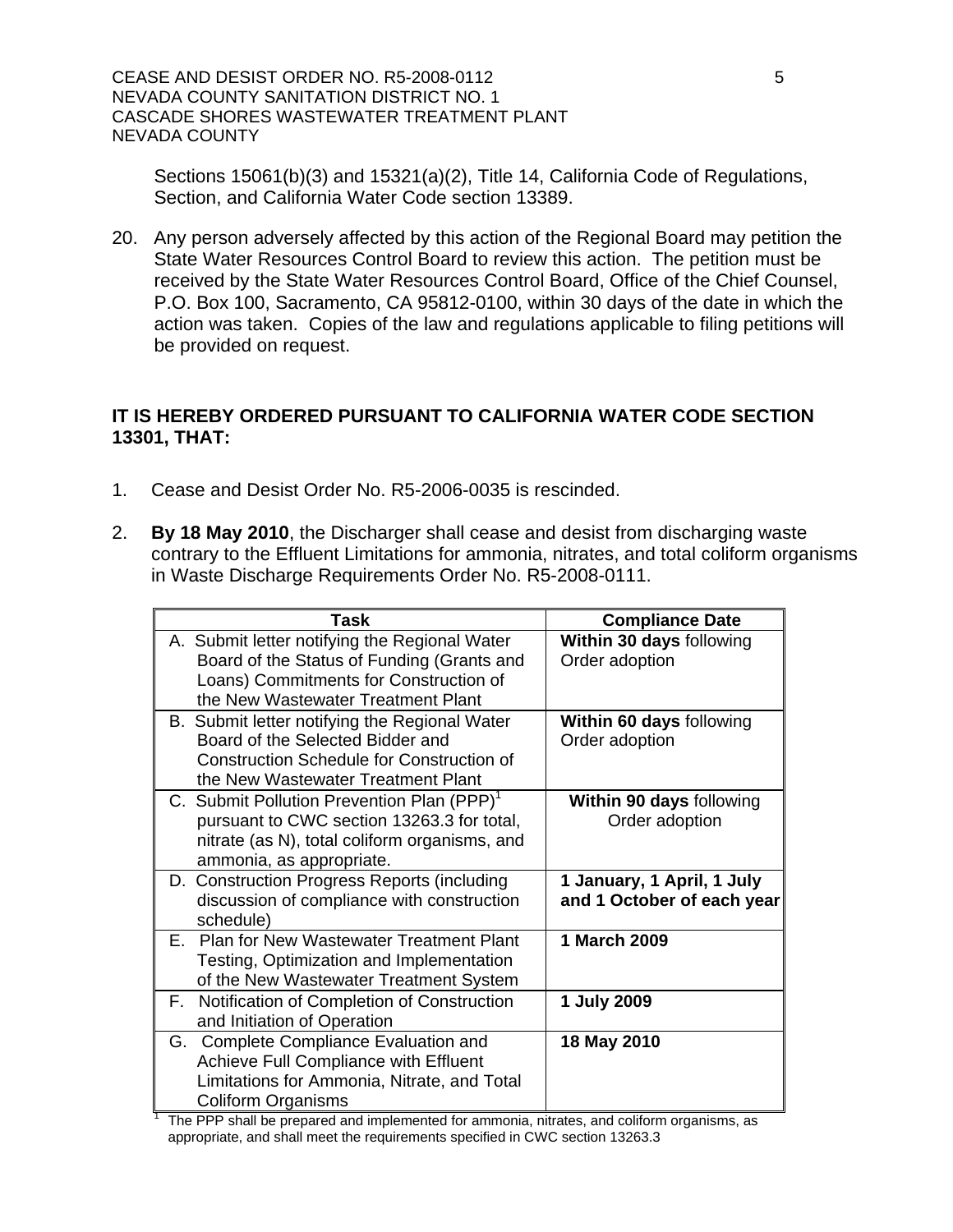Sections 15061(b)(3) and 15321(a)(2), Title 14, California Code of Regulations, Section, and California Water Code section 13389.

20. Any person adversely affected by this action of the Regional Board may petition the State Water Resources Control Board to review this action. The petition must be received by the State Water Resources Control Board, Office of the Chief Counsel, P.O. Box 100, Sacramento, CA 95812-0100, within 30 days of the date in which the action was taken. Copies of the law and regulations applicable to filing petitions will be provided on request.

**IT IS HEREBY ORDERED PURSUANT TO CALIFORNIA WATER CODE SECTION 13301, THAT:**

1. Cease and Desist Order No. R5-2006-0035 is rescinded.

2. **By 18 May 2010**, the Discharger shall cease and desist from discharging waste contrary to the Effluent Limitations for ammonia, nitrates, and total coliform organisms in Waste Discharge Requirements Order No. R5-2008-0111.

| Task | Compliance Date |
|---|---|
| A. Submit letter notifying the Regional Water Board of the Status of Funding (Grants and Loans) Commitments for Construction of the New Wastewater Treatment Plant | **Within 30 days** following Order adoption |
| B. Submit letter notifying the Regional Water Board of the Selected Bidder and Construction Schedule for Construction of the New Wastewater Treatment Plant | **Within 60 days** following Order adoption |
| C. Submit Pollution Prevention Plan (PPP)[1] pursuant to CWC section 13263.3 for total, nitrate (as N), total coliform organisms, and ammonia, as appropriate. | **Within 90 days** following Order adoption |
| D. Construction Progress Reports (including discussion of compliance with construction schedule) | **1 January, 1 April, 1 July and 1 October of each year** |
| E. Plan for New Wastewater Treatment Plant Testing, Optimization and Implementation of the New Wastewater Treatment System | **1 March 2009** |
| F. Notification of Completion of Construction and Initiation of Operation | **1 July 2009** |
| G. Complete Compliance Evaluation and Achieve Full Compliance with Effluent Limitations for Ammonia, Nitrate, and Total Coliform Organisms | **18 May 2010** |

[1] The PPP shall be prepared and implemented for ammonia, nitrates, and coliform organisms, as appropriate, and shall meet the requirements specified in CWC section 13263.3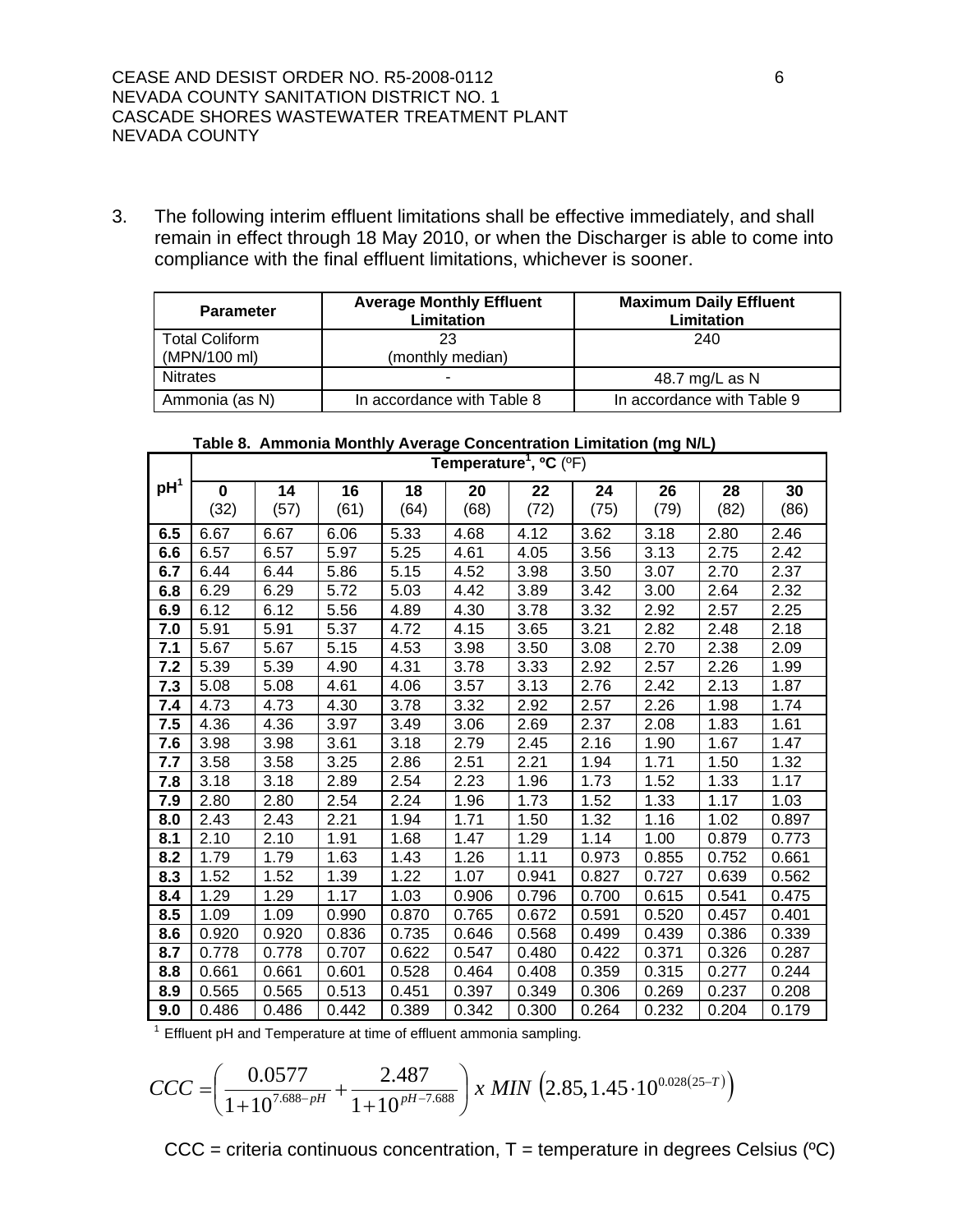3. The following interim effluent limitations shall be effective immediately, and shall remain in effect through 18 May 2010, or when the Discharger is able to come into compliance with the final effluent limitations, whichever is sooner.

| Parameter | Average Monthly Effluent Limitation | Maximum Daily Effluent Limitation |
|---|---|---|
| Total Coliform (MPN/100 ml) | 23 (monthly median) | 240 |
| Nitrates | - | 48.7 mg/L as N |
| Ammonia (as N) | In accordance with Table 8 | In accordance with Table 9 |

**Table 8. Ammonia Monthly Average Concentration Limitation (mg N/L)**

| pH[1] | Temperature[1], ºC (ºF) | | | | | | | | | |
|---|---|---|---|---|---|---|---|---|---|---|
| | 0 (32) | 14 (57) | 16 (61) | 18 (64) | 20 (68) | 22 (72) | 24 (75) | 26 (79) | 28 (82) | 30 (86) |
| 6.5 | 6.67 | 6.67 | 6.06 | 5.33 | 4.68 | 4.12 | 3.62 | 3.18 | 2.80 | 2.46 |
| 6.6 | 6.57 | 6.57 | 5.97 | 5.25 | 4.61 | 4.05 | 3.56 | 3.13 | 2.75 | 2.42 |
| 6.7 | 6.44 | 6.44 | 5.86 | 5.15 | 4.52 | 3.98 | 3.50 | 3.07 | 2.70 | 2.37 |
| 6.8 | 6.29 | 6.29 | 5.72 | 5.03 | 4.42 | 3.89 | 3.42 | 3.00 | 2.64 | 2.32 |
| 6.9 | 6.12 | 6.12 | 5.56 | 4.89 | 4.30 | 3.78 | 3.32 | 2.92 | 2.57 | 2.25 |
| 7.0 | 5.91 | 5.91 | 5.37 | 4.72 | 4.15 | 3.65 | 3.21 | 2.82 | 2.48 | 2.18 |
| 7.1 | 5.67 | 5.67 | 5.15 | 4.53 | 3.98 | 3.50 | 3.08 | 2.70 | 2.38 | 2.09 |
| 7.2 | 5.39 | 5.39 | 4.90 | 4.31 | 3.78 | 3.33 | 2.92 | 2.57 | 2.26 | 1.99 |
| 7.3 | 5.08 | 5.08 | 4.61 | 4.06 | 3.57 | 3.13 | 2.76 | 2.42 | 2.13 | 1.87 |
| 7.4 | 4.73 | 4.73 | 4.30 | 3.78 | 3.32 | 2.92 | 2.57 | 2.26 | 1.98 | 1.74 |
| 7.5 | 4.36 | 4.36 | 3.97 | 3.49 | 3.06 | 2.69 | 2.37 | 2.08 | 1.83 | 1.61 |
| 7.6 | 3.98 | 3.98 | 3.61 | 3.18 | 2.79 | 2.45 | 2.16 | 1.90 | 1.67 | 1.47 |
| 7.7 | 3.58 | 3.58 | 3.25 | 2.86 | 2.51 | 2.21 | 1.94 | 1.71 | 1.50 | 1.32 |
| 7.8 | 3.18 | 3.18 | 2.89 | 2.54 | 2.23 | 1.96 | 1.73 | 1.52 | 1.33 | 1.17 |
| 7.9 | 2.80 | 2.80 | 2.54 | 2.24 | 1.96 | 1.73 | 1.52 | 1.33 | 1.17 | 1.03 |
| 8.0 | 2.43 | 2.43 | 2.21 | 1.94 | 1.71 | 1.50 | 1.32 | 1.16 | 1.02 | 0.897 |
| 8.1 | 2.10 | 2.10 | 1.91 | 1.68 | 1.47 | 1.29 | 1.14 | 1.00 | 0.879 | 0.773 |
| 8.2 | 1.79 | 1.79 | 1.63 | 1.43 | 1.26 | 1.11 | 0.973 | 0.855 | 0.752 | 0.661 |
| 8.3 | 1.52 | 1.52 | 1.39 | 1.22 | 1.07 | 0.941 | 0.827 | 0.727 | 0.639 | 0.562 |
| 8.4 | 1.29 | 1.29 | 1.17 | 1.03 | 0.906 | 0.796 | 0.700 | 0.615 | 0.541 | 0.475 |
| 8.5 | 1.09 | 1.09 | 0.990 | 0.870 | 0.765 | 0.672 | 0.591 | 0.520 | 0.457 | 0.401 |
| 8.6 | 0.920 | 0.920 | 0.836 | 0.735 | 0.646 | 0.568 | 0.499 | 0.439 | 0.386 | 0.339 |
| 8.7 | 0.778 | 0.778 | 0.707 | 0.622 | 0.547 | 0.480 | 0.422 | 0.371 | 0.326 | 0.287 |
| 8.8 | 0.661 | 0.661 | 0.601 | 0.528 | 0.464 | 0.408 | 0.359 | 0.315 | 0.277 | 0.244 |
| 8.9 | 0.565 | 0.565 | 0.513 | 0.451 | 0.397 | 0.349 | 0.306 | 0.269 | 0.237 | 0.208 |
| 9.0 | 0.486 | 0.486 | 0.442 | 0.389 | 0.342 | 0.300 | 0.264 | 0.232 | 0.204 | 0.179 |

[1] Effluent pH and Temperature at time of effluent ammonia sampling.

$$CCC = \left( \frac{0.0577}{1+10^{7.688-pH}} + \frac{2.487}{1+10^{pH-7.688}} \right) x \ MIN \left( 2.85, 1.45 \cdot 10^{0.028(25-T)} \right)$$

CCC = criteria continuous concentration, T = temperature in degrees Celsius (ºC)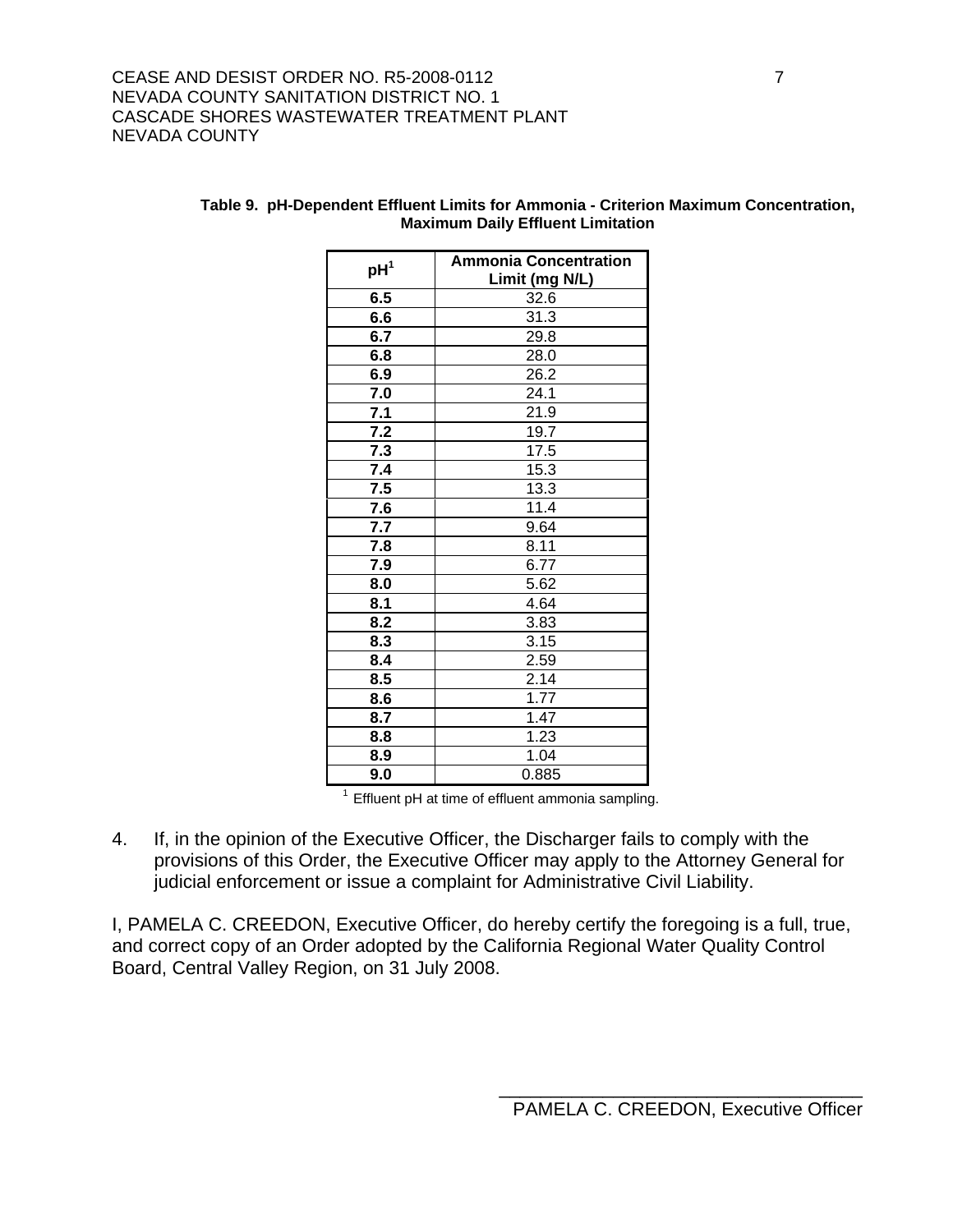**Table 9. pH-Dependent Effluent Limits for Ammonia - Criterion Maximum Concentration, Maximum Daily Effluent Limitation**

| pH[1] | Ammonia Concentration Limit (mg N/L) |
|---|---|
| **6.5** | 32.6 |
| **6.6** | 31.3 |
| **6.7** | 29.8 |
| **6.8** | 28.0 |
| **6.9** | 26.2 |
| **7.0** | 24.1 |
| **7.1** | 21.9 |
| **7.2** | 19.7 |
| **7.3** | 17.5 |
| **7.4** | 15.3 |
| **7.5** | 13.3 |
| **7.6** | 11.4 |
| **7.7** | 9.64 |
| **7.8** | 8.11 |
| **7.9** | 6.77 |
| **8.0** | 5.62 |
| **8.1** | 4.64 |
| **8.2** | 3.83 |
| **8.3** | 3.15 |
| **8.4** | 2.59 |
| **8.5** | 2.14 |
| **8.6** | 1.77 |
| **8.7** | 1.47 |
| **8.8** | 1.23 |
| **8.9** | 1.04 |
| **9.0** | 0.885 |

[1] Effluent pH at time of effluent ammonia sampling.

4. If, in the opinion of the Executive Officer, the Discharger fails to comply with the provisions of this Order, the Executive Officer may apply to the Attorney General for judicial enforcement or issue a complaint for Administrative Civil Liability.

I, PAMELA C. CREEDON, Executive Officer, do hereby certify the foregoing is a full, true, and correct copy of an Order adopted by the California Regional Water Quality Control Board, Central Valley Region, on 31 July 2008.

\_\_\_\_\_\_\_\_\_\_\_\_\_\_\_\_\_\_\_\_\_\_\_\_\_\_\_\_\_\_\_\_\_\_

PAMELA C. CREEDON, Executive Officer